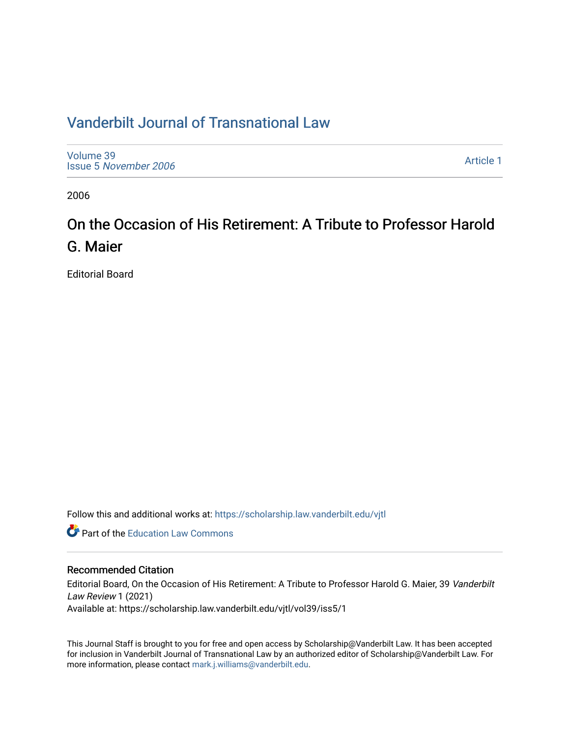# Vanderbilt Journal of Transnational Law

Volume 39
Issue 5 *November 2006*

Article 1

2006

## On the Occasion of His Retirement: A Tribute to Professor Harold G. Maier

Editorial Board

Follow this and additional works at: https://scholarship.law.vanderbilt.edu/vjtl

Part of the Education Law Commons

### Recommended Citation

Editorial Board, On the Occasion of His Retirement: A Tribute to Professor Harold G. Maier, 39 *Vanderbilt Law Review* 1 (2021)
Available at: https://scholarship.law.vanderbilt.edu/vjtl/vol39/iss5/1

This Journal Staff is brought to you for free and open access by Scholarship@Vanderbilt Law. It has been accepted for inclusion in Vanderbilt Journal of Transnational Law by an authorized editor of Scholarship@Vanderbilt Law. For more information, please contact mark.j.williams@vanderbilt.edu.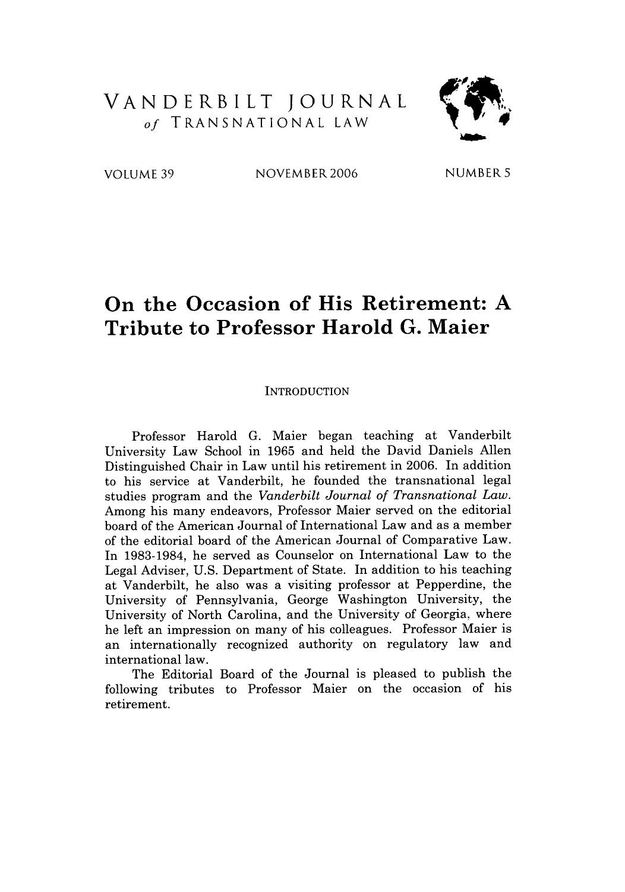# VANDERBILT JOURNAL *of* TRANSNATIONAL LAW

VOLUME 39 NOVEMBER 2006 NUMBER 5

# On the Occasion of His Retirement: A Tribute to Professor Harold G. Maier

## INTRODUCTION

Professor Harold G. Maier began teaching at Vanderbilt University Law School in 1965 and held the David Daniels Allen Distinguished Chair in Law until his retirement in 2006. In addition to his service at Vanderbilt, he founded the transnational legal studies program and the *Vanderbilt Journal of Transnational Law*. Among his many endeavors, Professor Maier served on the editorial board of the American Journal of International Law and as a member of the editorial board of the American Journal of Comparative Law. In 1983-1984, he served as Counselor on International Law to the Legal Adviser, U.S. Department of State. In addition to his teaching at Vanderbilt, he also was a visiting professor at Pepperdine, the University of Pennsylvania, George Washington University, the University of North Carolina, and the University of Georgia, where he left an impression on many of his colleagues. Professor Maier is an internationally recognized authority on regulatory law and international law.

The Editorial Board of the Journal is pleased to publish the following tributes to Professor Maier on the occasion of his retirement.